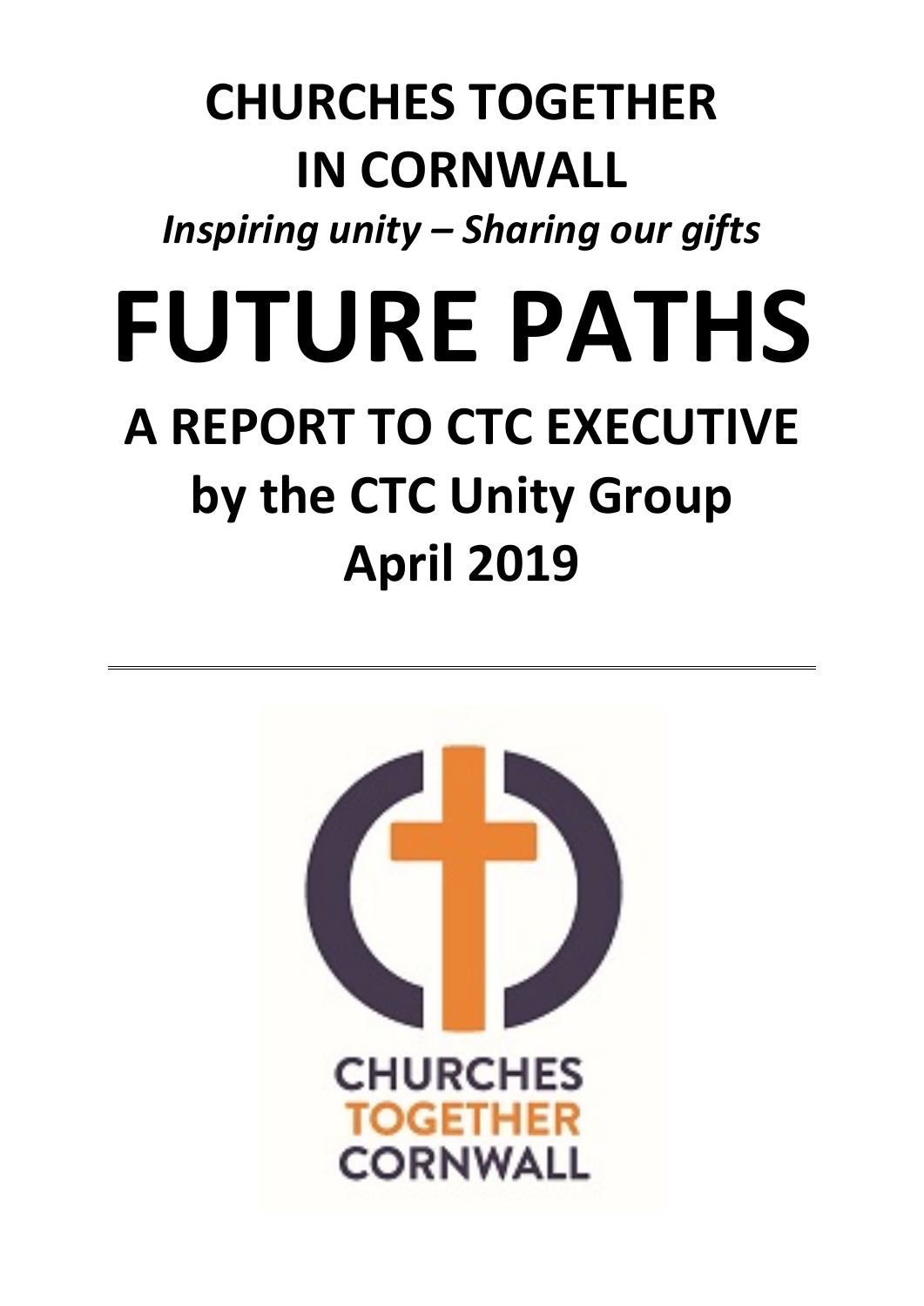# CHURCHES TOGETHER IN CORNWALL

*Inspiring unity – Sharing our gifts*

# FUTURE PATHS

## A REPORT TO CTC EXECUTIVE by the CTC Unity Group April 2019

---

CHURCHES TOGETHER CORNWALL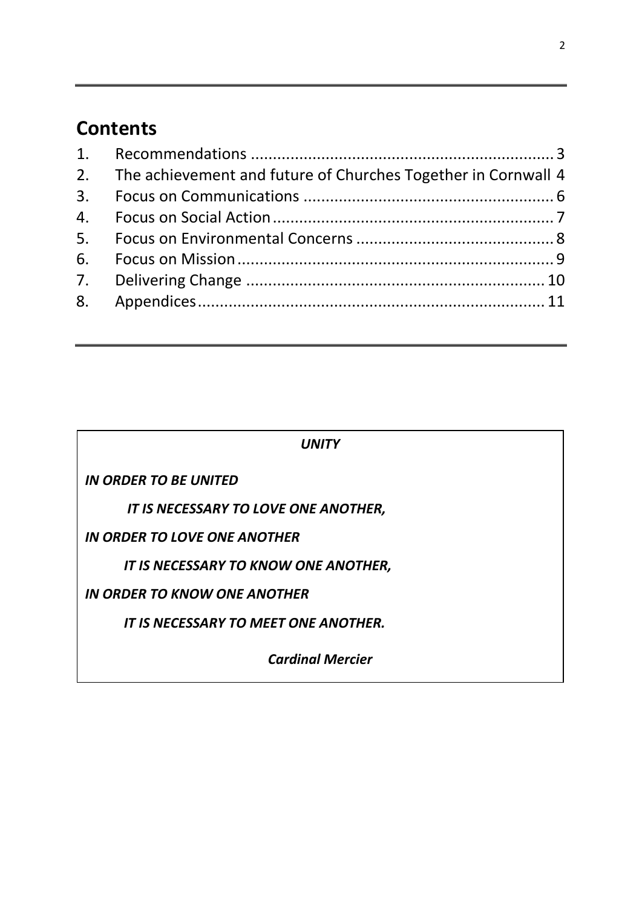## Contents

1. Recommendations ..................................................................... 3
2. The achievement and future of Churches Together in Cornwall 4
3. Focus on Communications ......................................................... 6
4. Focus on Social Action ............................................................... 7
5. Focus on Environmental Concerns ............................................. 8
6. Focus on Mission ........................................................................ 9
7. Delivering Change .................................................................... 10
8. Appendices ............................................................................... 11

***UNITY***

***IN ORDER TO BE UNITED***

***IT IS NECESSARY TO LOVE ONE ANOTHER,***

***IN ORDER TO LOVE ONE ANOTHER***

***IT IS NECESSARY TO KNOW ONE ANOTHER,***

***IN ORDER TO KNOW ONE ANOTHER***

***IT IS NECESSARY TO MEET ONE ANOTHER.***

***Cardinal Mercier***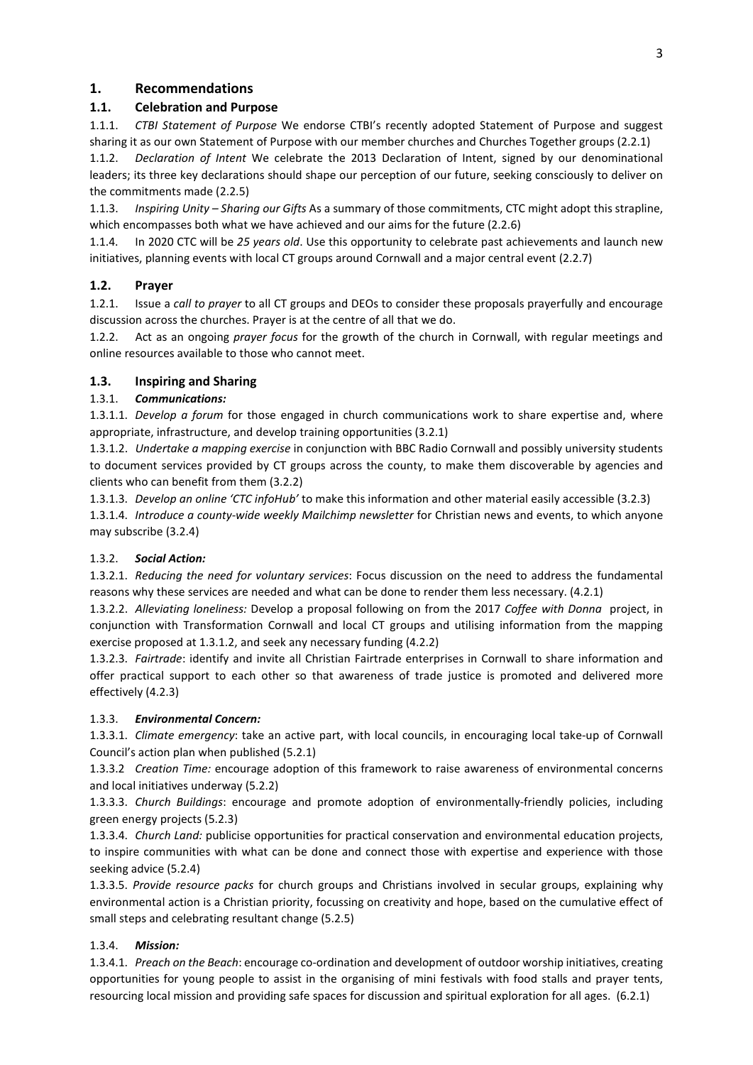## 1. Recommendations

### 1.1. Celebration and Purpose

1.1.1. *CTBI Statement of Purpose* We endorse CTBI's recently adopted Statement of Purpose and suggest sharing it as our own Statement of Purpose with our member churches and Churches Together groups (2.2.1)

1.1.2. *Declaration of Intent* We celebrate the 2013 Declaration of Intent, signed by our denominational leaders; its three key declarations should shape our perception of our future, seeking consciously to deliver on the commitments made (2.2.5)

1.1.3. *Inspiring Unity – Sharing our Gifts* As a summary of those commitments, CTC might adopt this strapline, which encompasses both what we have achieved and our aims for the future (2.2.6)

1.1.4. In 2020 CTC will be *25 years old*. Use this opportunity to celebrate past achievements and launch new initiatives, planning events with local CT groups around Cornwall and a major central event (2.2.7)

### 1.2. Prayer

1.2.1. Issue a *call to prayer* to all CT groups and DEOs to consider these proposals prayerfully and encourage discussion across the churches. Prayer is at the centre of all that we do.

1.2.2. Act as an ongoing *prayer focus* for the growth of the church in Cornwall, with regular meetings and online resources available to those who cannot meet.

### 1.3. Inspiring and Sharing

1.3.1. ***Communications:***

1.3.1.1. *Develop a forum* for those engaged in church communications work to share expertise and, where appropriate, infrastructure, and develop training opportunities (3.2.1)

1.3.1.2. *Undertake a mapping exercise* in conjunction with BBC Radio Cornwall and possibly university students to document services provided by CT groups across the county, to make them discoverable by agencies and clients who can benefit from them (3.2.2)

1.3.1.3. *Develop an online 'CTC infoHub'* to make this information and other material easily accessible (3.2.3)

1.3.1.4. *Introduce a county-wide weekly Mailchimp newsletter* for Christian news and events, to which anyone may subscribe (3.2.4)

1.3.2. ***Social Action:***

1.3.2.1. *Reducing the need for voluntary services*: Focus discussion on the need to address the fundamental reasons why these services are needed and what can be done to render them less necessary. (4.2.1)

1.3.2.2. *Alleviating loneliness:* Develop a proposal following on from the 2017 *Coffee with Donna* project, in conjunction with Transformation Cornwall and local CT groups and utilising information from the mapping exercise proposed at 1.3.1.2, and seek any necessary funding (4.2.2)

1.3.2.3. *Fairtrade*: identify and invite all Christian Fairtrade enterprises in Cornwall to share information and offer practical support to each other so that awareness of trade justice is promoted and delivered more effectively (4.2.3)

1.3.3. ***Environmental Concern:***

1.3.3.1. *Climate emergency*: take an active part, with local councils, in encouraging local take-up of Cornwall Council's action plan when published (5.2.1)

1.3.3.2 *Creation Time:* encourage adoption of this framework to raise awareness of environmental concerns and local initiatives underway (5.2.2)

1.3.3.3. *Church Buildings*: encourage and promote adoption of environmentally-friendly policies, including green energy projects (5.2.3)

1.3.3.4. *Church Land:* publicise opportunities for practical conservation and environmental education projects, to inspire communities with what can be done and connect those with expertise and experience with those seeking advice (5.2.4)

1.3.3.5. *Provide resource packs* for church groups and Christians involved in secular groups, explaining why environmental action is a Christian priority, focussing on creativity and hope, based on the cumulative effect of small steps and celebrating resultant change (5.2.5)

1.3.4. ***Mission:***

1.3.4.1. *Preach on the Beach*: encourage co-ordination and development of outdoor worship initiatives, creating opportunities for young people to assist in the organising of mini festivals with food stalls and prayer tents, resourcing local mission and providing safe spaces for discussion and spiritual exploration for all ages. (6.2.1)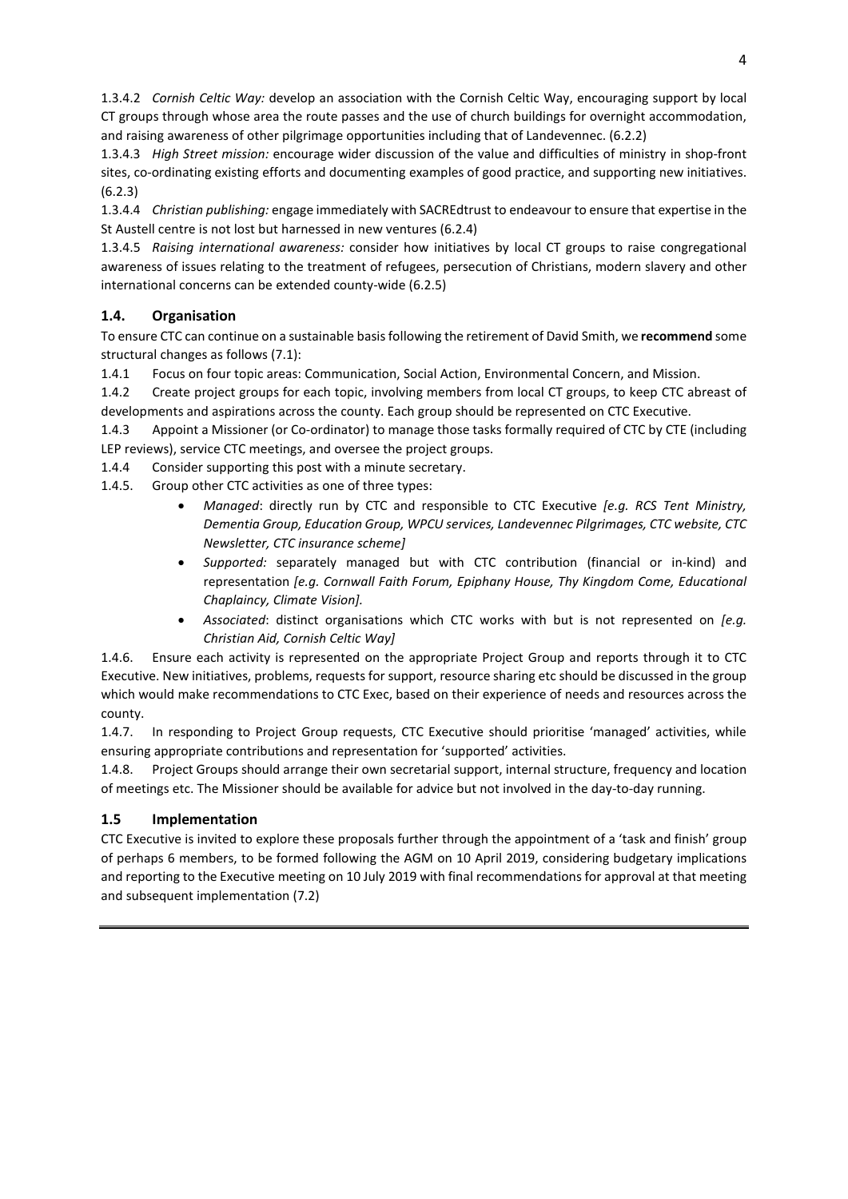1.3.4.2 *Cornish Celtic Way:* develop an association with the Cornish Celtic Way, encouraging support by local CT groups through whose area the route passes and the use of church buildings for overnight accommodation, and raising awareness of other pilgrimage opportunities including that of Landevennec. (6.2.2)

1.3.4.3 *High Street mission:* encourage wider discussion of the value and difficulties of ministry in shop-front sites, co-ordinating existing efforts and documenting examples of good practice, and supporting new initiatives. (6.2.3)

1.3.4.4 *Christian publishing:* engage immediately with SACREdtrust to endeavour to ensure that expertise in the St Austell centre is not lost but harnessed in new ventures (6.2.4)

1.3.4.5 *Raising international awareness:* consider how initiatives by local CT groups to raise congregational awareness of issues relating to the treatment of refugees, persecution of Christians, modern slavery and other international concerns can be extended county-wide (6.2.5)

### 1.4. Organisation

To ensure CTC can continue on a sustainable basis following the retirement of David Smith, we **recommend** some structural changes as follows (7.1):

1.4.1 Focus on four topic areas: Communication, Social Action, Environmental Concern, and Mission.

1.4.2 Create project groups for each topic, involving members from local CT groups, to keep CTC abreast of developments and aspirations across the county. Each group should be represented on CTC Executive.

1.4.3 Appoint a Missioner (or Co-ordinator) to manage those tasks formally required of CTC by CTE (including LEP reviews), service CTC meetings, and oversee the project groups.

1.4.4 Consider supporting this post with a minute secretary.

1.4.5. Group other CTC activities as one of three types:

- *Managed*: directly run by CTC and responsible to CTC Executive *[e.g. RCS Tent Ministry, Dementia Group, Education Group, WPCU services, Landevennec Pilgrimages, CTC website, CTC Newsletter, CTC insurance scheme]*
- *Supported:* separately managed but with CTC contribution (financial or in-kind) and representation *[e.g. Cornwall Faith Forum, Epiphany House, Thy Kingdom Come, Educational Chaplaincy, Climate Vision].*
- *Associated*: distinct organisations which CTC works with but is not represented on *[e.g. Christian Aid, Cornish Celtic Way]*

1.4.6. Ensure each activity is represented on the appropriate Project Group and reports through it to CTC Executive. New initiatives, problems, requests for support, resource sharing etc should be discussed in the group which would make recommendations to CTC Exec, based on their experience of needs and resources across the county.

1.4.7. In responding to Project Group requests, CTC Executive should prioritise 'managed' activities, while ensuring appropriate contributions and representation for 'supported' activities.

1.4.8. Project Groups should arrange their own secretarial support, internal structure, frequency and location of meetings etc. The Missioner should be available for advice but not involved in the day-to-day running.

### 1.5 Implementation

CTC Executive is invited to explore these proposals further through the appointment of a 'task and finish' group of perhaps 6 members, to be formed following the AGM on 10 April 2019, considering budgetary implications and reporting to the Executive meeting on 10 July 2019 with final recommendations for approval at that meeting and subsequent implementation (7.2)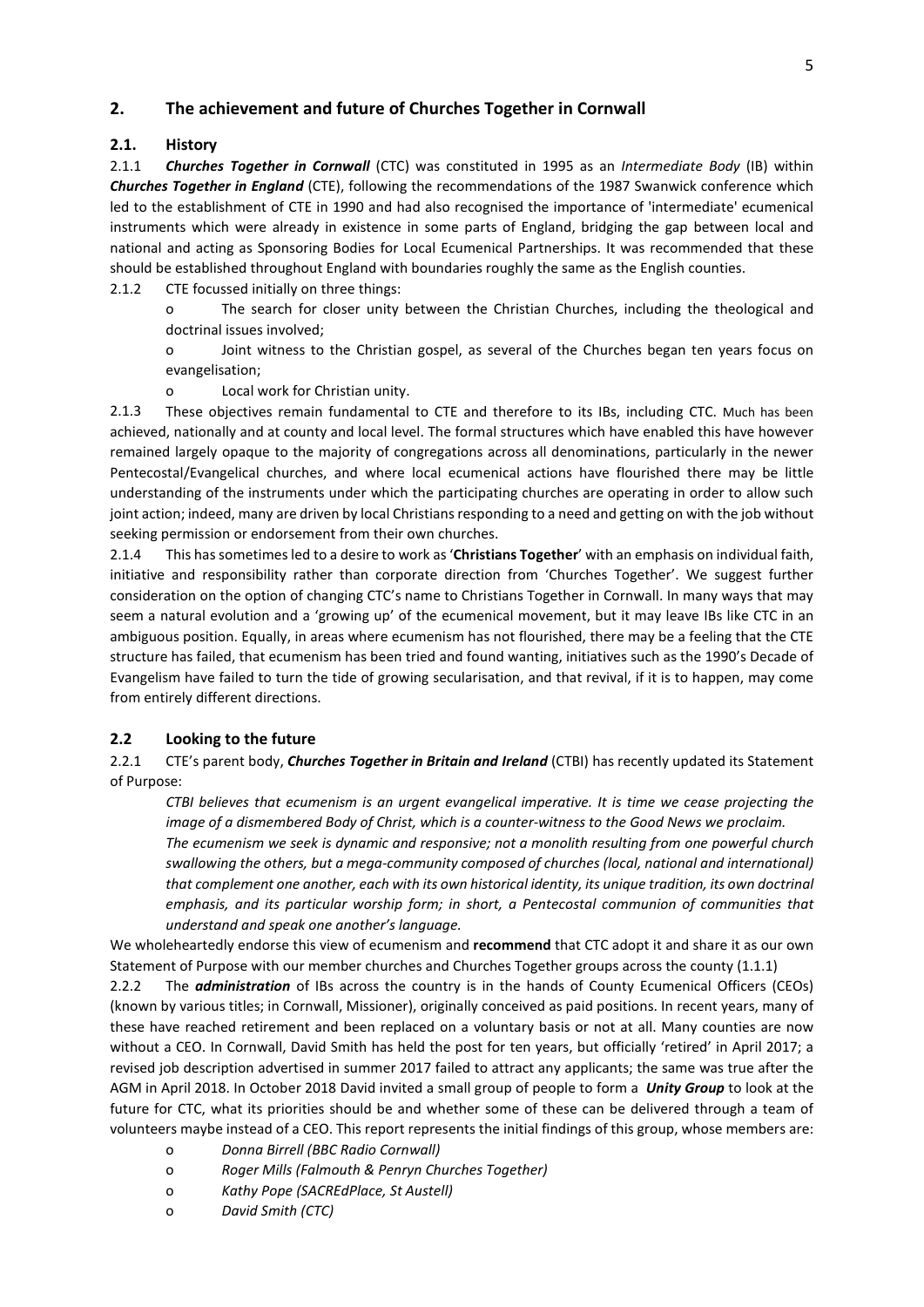## 2. The achievement and future of Churches Together in Cornwall

### 2.1. History

2.1.1 ***Churches Together in Cornwall*** (CTC) was constituted in 1995 as an *Intermediate Body* (IB) within ***Churches Together in England*** (CTE), following the recommendations of the 1987 Swanwick conference which led to the establishment of CTE in 1990 and had also recognised the importance of 'intermediate' ecumenical instruments which were already in existence in some parts of England, bridging the gap between local and national and acting as Sponsoring Bodies for Local Ecumenical Partnerships. It was recommended that these should be established throughout England with boundaries roughly the same as the English counties.

2.1.2 CTE focussed initially on three things:

- The search for closer unity between the Christian Churches, including the theological and doctrinal issues involved;
- Joint witness to the Christian gospel, as several of the Churches began ten years focus on evangelisation;
- Local work for Christian unity.

2.1.3 These objectives remain fundamental to CTE and therefore to its IBs, including CTC. Much has been achieved, nationally and at county and local level. The formal structures which have enabled this have however remained largely opaque to the majority of congregations across all denominations, particularly in the newer Pentecostal/Evangelical churches, and where local ecumenical actions have flourished there may be little understanding of the instruments under which the participating churches are operating in order to allow such joint action; indeed, many are driven by local Christians responding to a need and getting on with the job without seeking permission or endorsement from their own churches.

2.1.4 This has sometimes led to a desire to work as '**Christians Together**' with an emphasis on individual faith, initiative and responsibility rather than corporate direction from 'Churches Together'. We suggest further consideration on the option of changing CTC's name to Christians Together in Cornwall. In many ways that may seem a natural evolution and a 'growing up' of the ecumenical movement, but it may leave IBs like CTC in an ambiguous position. Equally, in areas where ecumenism has not flourished, there may be a feeling that the CTE structure has failed, that ecumenism has been tried and found wanting, initiatives such as the 1990's Decade of Evangelism have failed to turn the tide of growing secularisation, and that revival, if it is to happen, may come from entirely different directions.

### 2.2 Looking to the future

2.2.1 CTE's parent body, ***Churches Together in Britain and Ireland*** (CTBI) has recently updated its Statement of Purpose:

> *CTBI believes that ecumenism is an urgent evangelical imperative. It is time we cease projecting the image of a dismembered Body of Christ, which is a counter-witness to the Good News we proclaim.*
>
> *The ecumenism we seek is dynamic and responsive; not a monolith resulting from one powerful church swallowing the others, but a mega-community composed of churches (local, national and international) that complement one another, each with its own historical identity, its unique tradition, its own doctrinal emphasis, and its particular worship form; in short, a Pentecostal communion of communities that understand and speak one another's language.*

We wholeheartedly endorse this view of ecumenism and **recommend** that CTC adopt it and share it as our own Statement of Purpose with our member churches and Churches Together groups across the county (1.1.1)

2.2.2 The ***administration*** of IBs across the country is in the hands of County Ecumenical Officers (CEOs) (known by various titles; in Cornwall, Missioner), originally conceived as paid positions. In recent years, many of these have reached retirement and been replaced on a voluntary basis or not at all. Many counties are now without a CEO. In Cornwall, David Smith has held the post for ten years, but officially 'retired' in April 2017; a revised job description advertised in summer 2017 failed to attract any applicants; the same was true after the AGM in April 2018. In October 2018 David invited a small group of people to form a ***Unity Group*** to look at the future for CTC, what its priorities should be and whether some of these can be delivered through a team of volunteers maybe instead of a CEO. This report represents the initial findings of this group, whose members are:

- *Donna Birrell (BBC Radio Cornwall)*
- *Roger Mills (Falmouth & Penryn Churches Together)*
- *Kathy Pope (SACREdPlace, St Austell)*
- *David Smith (CTC)*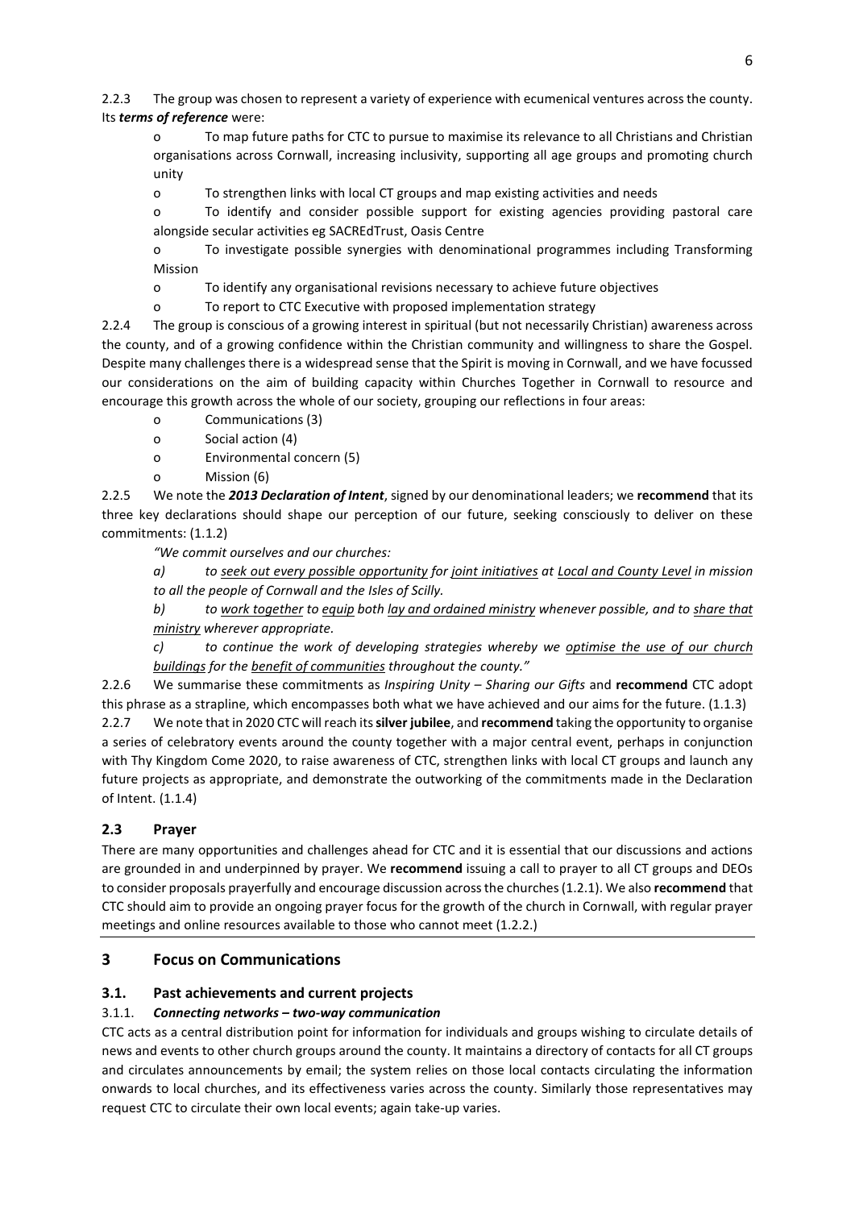2.2.3 The group was chosen to represent a variety of experience with ecumenical ventures across the county. Its ***terms of reference*** were:

- o To map future paths for CTC to pursue to maximise its relevance to all Christians and Christian organisations across Cornwall, increasing inclusivity, supporting all age groups and promoting church unity
- o To strengthen links with local CT groups and map existing activities and needs
- o To identify and consider possible support for existing agencies providing pastoral care alongside secular activities eg SACREdTrust, Oasis Centre
- o To investigate possible synergies with denominational programmes including Transforming Mission
- o To identify any organisational revisions necessary to achieve future objectives
- o To report to CTC Executive with proposed implementation strategy

2.2.4 The group is conscious of a growing interest in spiritual (but not necessarily Christian) awareness across the county, and of a growing confidence within the Christian community and willingness to share the Gospel. Despite many challenges there is a widespread sense that the Spirit is moving in Cornwall, and we have focussed our considerations on the aim of building capacity within Churches Together in Cornwall to resource and encourage this growth across the whole of our society, grouping our reflections in four areas:

- o Communications (3)
- o Social action (4)
- o Environmental concern (5)
- o Mission (6)

2.2.5 We note the ***2013 Declaration of Intent***, signed by our denominational leaders; we **recommend** that its three key declarations should shape our perception of our future, seeking consciously to deliver on these commitments: (1.1.2)

*"We commit ourselves and our churches:*

*a) to <u>seek out every possible opportunity</u> for <u>joint initiatives</u> at <u>Local and County Level</u> in mission to all the people of Cornwall and the Isles of Scilly.*

*b) to <u>work together</u> to <u>equip</u> both <u>lay and ordained ministry</u> whenever possible, and to <u>share that ministry</u> wherever appropriate.*

*c) to continue the work of developing strategies whereby we <u>optimise the use of our church buildings</u> for the <u>benefit of communities</u> throughout the county."*

2.2.6 We summarise these commitments as *Inspiring Unity – Sharing our Gifts* and **recommend** CTC adopt this phrase as a strapline, which encompasses both what we have achieved and our aims for the future. (1.1.3)

2.2.7 We note that in 2020 CTC will reach its **silver jubilee**, and **recommend** taking the opportunity to organise a series of celebratory events around the county together with a major central event, perhaps in conjunction with Thy Kingdom Come 2020, to raise awareness of CTC, strengthen links with local CT groups and launch any future projects as appropriate, and demonstrate the outworking of the commitments made in the Declaration of Intent. (1.1.4)

### 2.3 Prayer

There are many opportunities and challenges ahead for CTC and it is essential that our discussions and actions are grounded in and underpinned by prayer. We **recommend** issuing a call to prayer to all CT groups and DEOs to consider proposals prayerfully and encourage discussion across the churches (1.2.1). We also **recommend** that CTC should aim to provide an ongoing prayer focus for the growth of the church in Cornwall, with regular prayer meetings and online resources available to those who cannot meet (1.2.2.)

## 3 Focus on Communications

### 3.1. Past achievements and current projects

#### 3.1.1. *Connecting networks – two-way communication*

CTC acts as a central distribution point for information for individuals and groups wishing to circulate details of news and events to other church groups around the county. It maintains a directory of contacts for all CT groups and circulates announcements by email; the system relies on those local contacts circulating the information onwards to local churches, and its effectiveness varies across the county. Similarly those representatives may request CTC to circulate their own local events; again take-up varies.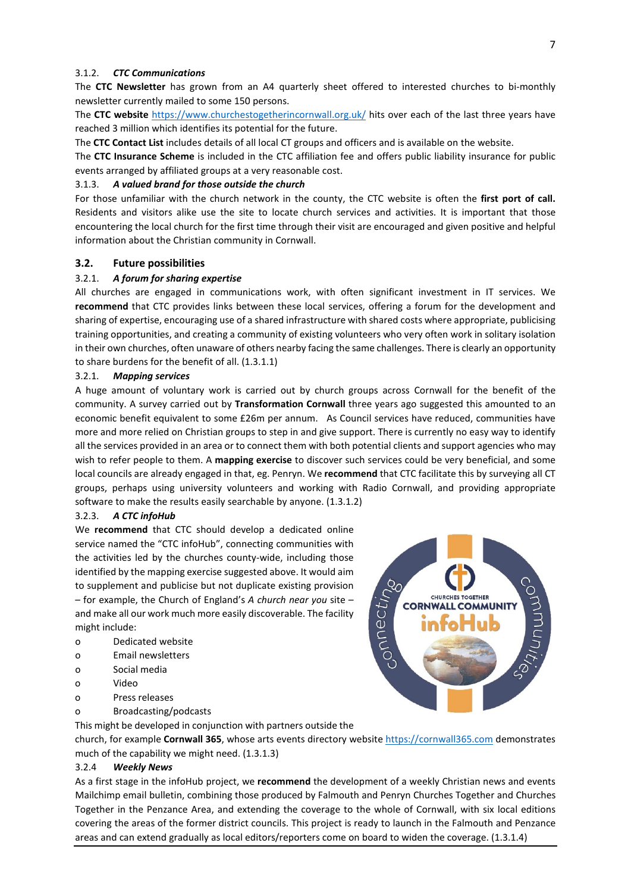#### 3.1.2. *CTC Communications*

The **CTC Newsletter** has grown from an A4 quarterly sheet offered to interested churches to bi-monthly newsletter currently mailed to some 150 persons.

The **CTC website** https://www.churchestogetherincornwall.org.uk/ hits over each of the last three years have reached 3 million which identifies its potential for the future.

The **CTC Contact List** includes details of all local CT groups and officers and is available on the website.

The **CTC Insurance Scheme** is included in the CTC affiliation fee and offers public liability insurance for public events arranged by affiliated groups at a very reasonable cost.

#### 3.1.3. *A valued brand for those outside the church*

For those unfamiliar with the church network in the county, the CTC website is often the **first port of call.** Residents and visitors alike use the site to locate church services and activities. It is important that those encountering the local church for the first time through their visit are encouraged and given positive and helpful information about the Christian community in Cornwall.

### 3.2. Future possibilities

#### 3.2.1. *A forum for sharing expertise*

All churches are engaged in communications work, with often significant investment in IT services. We **recommend** that CTC provides links between these local services, offering a forum for the development and sharing of expertise, encouraging use of a shared infrastructure with shared costs where appropriate, publicising training opportunities, and creating a community of existing volunteers who very often work in solitary isolation in their own churches, often unaware of others nearby facing the same challenges. There is clearly an opportunity to share burdens for the benefit of all. (1.3.1.1)

#### 3.2.1. *Mapping services*

A huge amount of voluntary work is carried out by church groups across Cornwall for the benefit of the community. A survey carried out by **Transformation Cornwall** three years ago suggested this amounted to an economic benefit equivalent to some £26m per annum. As Council services have reduced, communities have more and more relied on Christian groups to step in and give support. There is currently no easy way to identify all the services provided in an area or to connect them with both potential clients and support agencies who may wish to refer people to them. A **mapping exercise** to discover such services could be very beneficial, and some local councils are already engaged in that, eg. Penryn. We **recommend** that CTC facilitate this by surveying all CT groups, perhaps using university volunteers and working with Radio Cornwall, and providing appropriate software to make the results easily searchable by anyone. (1.3.1.2)

#### 3.2.3. *A CTC infoHub*

We **recommend** that CTC should develop a dedicated online service named the "CTC infoHub", connecting communities with the activities led by the churches county-wide, including those identified by the mapping exercise suggested above. It would aim to supplement and publicise but not duplicate existing provision – for example, the Church of England's *A church near you* site – and make all our work much more easily discoverable. The facility might include:

- Dedicated website
- Email newsletters
- Social media
- Video
- Press releases
- Broadcasting/podcasts

This might be developed in conjunction with partners outside the church, for example **Cornwall 365**, whose arts events directory website https://cornwall365.com demonstrates much of the capability we might need. (1.3.1.3)

#### 3.2.4 *Weekly News*

As a first stage in the infoHub project, we **recommend** the development of a weekly Christian news and events Mailchimp email bulletin, combining those produced by Falmouth and Penryn Churches Together and Churches Together in the Penzance Area, and extending the coverage to the whole of Cornwall, with six local editions covering the areas of the former district councils. This project is ready to launch in the Falmouth and Penzance areas and can extend gradually as local editors/reporters come on board to widen the coverage. (1.3.1.4)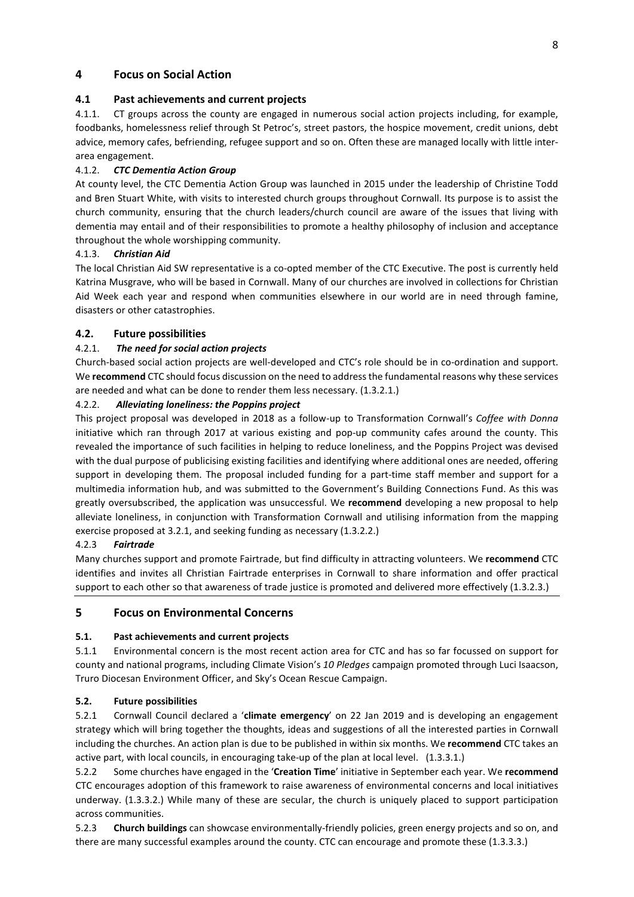## 4 Focus on Social Action

### 4.1 Past achievements and current projects

4.1.1. CT groups across the county are engaged in numerous social action projects including, for example, foodbanks, homelessness relief through St Petroc's, street pastors, the hospice movement, credit unions, debt advice, memory cafes, befriending, refugee support and so on. Often these are managed locally with little inter-area engagement.

4.1.2. ***CTC Dementia Action Group***

At county level, the CTC Dementia Action Group was launched in 2015 under the leadership of Christine Todd and Bren Stuart White, with visits to interested church groups throughout Cornwall. Its purpose is to assist the church community, ensuring that the church leaders/church council are aware of the issues that living with dementia may entail and of their responsibilities to promote a healthy philosophy of inclusion and acceptance throughout the whole worshipping community.

4.1.3. ***Christian Aid***

The local Christian Aid SW representative is a co-opted member of the CTC Executive. The post is currently held Katrina Musgrave, who will be based in Cornwall. Many of our churches are involved in collections for Christian Aid Week each year and respond when communities elsewhere in our world are in need through famine, disasters or other catastrophies.

### 4.2. Future possibilities

4.2.1. ***The need for social action projects***

Church-based social action projects are well-developed and CTC's role should be in co-ordination and support. We **recommend** CTC should focus discussion on the need to address the fundamental reasons why these services are needed and what can be done to render them less necessary. (1.3.2.1.)

4.2.2. ***Alleviating loneliness: the Poppins project***

This project proposal was developed in 2018 as a follow-up to Transformation Cornwall's *Coffee with Donna* initiative which ran through 2017 at various existing and pop-up community cafes around the county. This revealed the importance of such facilities in helping to reduce loneliness, and the Poppins Project was devised with the dual purpose of publicising existing facilities and identifying where additional ones are needed, offering support in developing them. The proposal included funding for a part-time staff member and support for a multimedia information hub, and was submitted to the Government's Building Connections Fund. As this was greatly oversubscribed, the application was unsuccessful. We **recommend** developing a new proposal to help alleviate loneliness, in conjunction with Transformation Cornwall and utilising information from the mapping exercise proposed at 3.2.1, and seeking funding as necessary (1.3.2.2.)

4.2.3 ***Fairtrade***

Many churches support and promote Fairtrade, but find difficulty in attracting volunteers. We **recommend** CTC identifies and invites all Christian Fairtrade enterprises in Cornwall to share information and offer practical support to each other so that awareness of trade justice is promoted and delivered more effectively (1.3.2.3.)

## 5 Focus on Environmental Concerns

### 5.1. Past achievements and current projects

5.1.1 Environmental concern is the most recent action area for CTC and has so far focussed on support for county and national programs, including Climate Vision's *10 Pledges* campaign promoted through Luci Isaacson, Truro Diocesan Environment Officer, and Sky's Ocean Rescue Campaign.

### 5.2. Future possibilities

5.2.1 Cornwall Council declared a '**climate emergency**' on 22 Jan 2019 and is developing an engagement strategy which will bring together the thoughts, ideas and suggestions of all the interested parties in Cornwall including the churches. An action plan is due to be published in within six months. We **recommend** CTC takes an active part, with local councils, in encouraging take-up of the plan at local level. (1.3.3.1.)

5.2.2 Some churches have engaged in the '**Creation Time**' initiative in September each year. We **recommend** CTC encourages adoption of this framework to raise awareness of environmental concerns and local initiatives underway. (1.3.3.2.) While many of these are secular, the church is uniquely placed to support participation across communities.

5.2.3 **Church buildings** can showcase environmentally-friendly policies, green energy projects and so on, and there are many successful examples around the county. CTC can encourage and promote these (1.3.3.3.)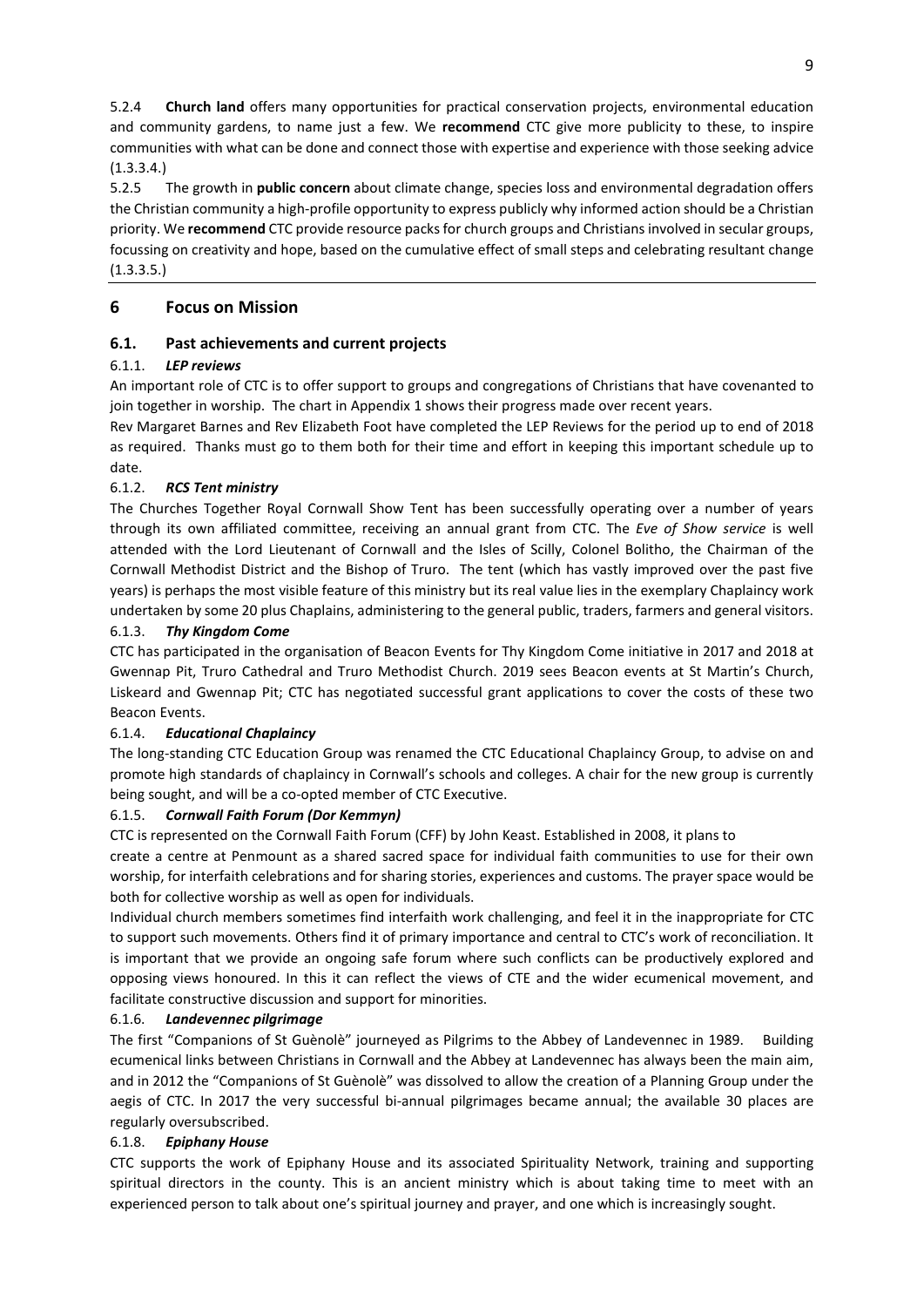5.2.4 **Church land** offers many opportunities for practical conservation projects, environmental education and community gardens, to name just a few. We **recommend** CTC give more publicity to these, to inspire communities with what can be done and connect those with expertise and experience with those seeking advice (1.3.3.4.)

5.2.5 The growth in **public concern** about climate change, species loss and environmental degradation offers the Christian community a high-profile opportunity to express publicly why informed action should be a Christian priority. We **recommend** CTC provide resource packs for church groups and Christians involved in secular groups, focussing on creativity and hope, based on the cumulative effect of small steps and celebrating resultant change (1.3.3.5.)

## 6 Focus on Mission

### 6.1. Past achievements and current projects

#### 6.1.1. *LEP reviews*

An important role of CTC is to offer support to groups and congregations of Christians that have covenanted to join together in worship. The chart in Appendix 1 shows their progress made over recent years.

Rev Margaret Barnes and Rev Elizabeth Foot have completed the LEP Reviews for the period up to end of 2018 as required. Thanks must go to them both for their time and effort in keeping this important schedule up to date.

#### 6.1.2. *RCS Tent ministry*

The Churches Together Royal Cornwall Show Tent has been successfully operating over a number of years through its own affiliated committee, receiving an annual grant from CTC. The *Eve of Show service* is well attended with the Lord Lieutenant of Cornwall and the Isles of Scilly, Colonel Bolitho, the Chairman of the Cornwall Methodist District and the Bishop of Truro. The tent (which has vastly improved over the past five years) is perhaps the most visible feature of this ministry but its real value lies in the exemplary Chaplaincy work undertaken by some 20 plus Chaplains, administering to the general public, traders, farmers and general visitors.

#### 6.1.3. *Thy Kingdom Come*

CTC has participated in the organisation of Beacon Events for Thy Kingdom Come initiative in 2017 and 2018 at Gwennap Pit, Truro Cathedral and Truro Methodist Church. 2019 sees Beacon events at St Martin's Church, Liskeard and Gwennap Pit; CTC has negotiated successful grant applications to cover the costs of these two Beacon Events.

#### 6.1.4. *Educational Chaplaincy*

The long-standing CTC Education Group was renamed the CTC Educational Chaplaincy Group, to advise on and promote high standards of chaplaincy in Cornwall's schools and colleges. A chair for the new group is currently being sought, and will be a co-opted member of CTC Executive.

#### 6.1.5. *Cornwall Faith Forum (Dor Kemmyn)*

CTC is represented on the Cornwall Faith Forum (CFF) by John Keast. Established in 2008, it plans to create a centre at Penmount as a shared sacred space for individual faith communities to use for their own worship, for interfaith celebrations and for sharing stories, experiences and customs. The prayer space would be both for collective worship as well as open for individuals.

Individual church members sometimes find interfaith work challenging, and feel it in the inappropriate for CTC to support such movements. Others find it of primary importance and central to CTC's work of reconciliation. It is important that we provide an ongoing safe forum where such conflicts can be productively explored and opposing views honoured. In this it can reflect the views of CTE and the wider ecumenical movement, and facilitate constructive discussion and support for minorities.

#### 6.1.6. *Landevennec pilgrimage*

The first "Companions of St Guènolè" journeyed as Pilgrims to the Abbey of Landevennec in 1989. Building ecumenical links between Christians in Cornwall and the Abbey at Landevennec has always been the main aim, and in 2012 the "Companions of St Guènolè" was dissolved to allow the creation of a Planning Group under the aegis of CTC. In 2017 the very successful bi-annual pilgrimages became annual; the available 30 places are regularly oversubscribed.

#### 6.1.8. *Epiphany House*

CTC supports the work of Epiphany House and its associated Spirituality Network, training and supporting spiritual directors in the county. This is an ancient ministry which is about taking time to meet with an experienced person to talk about one's spiritual journey and prayer, and one which is increasingly sought.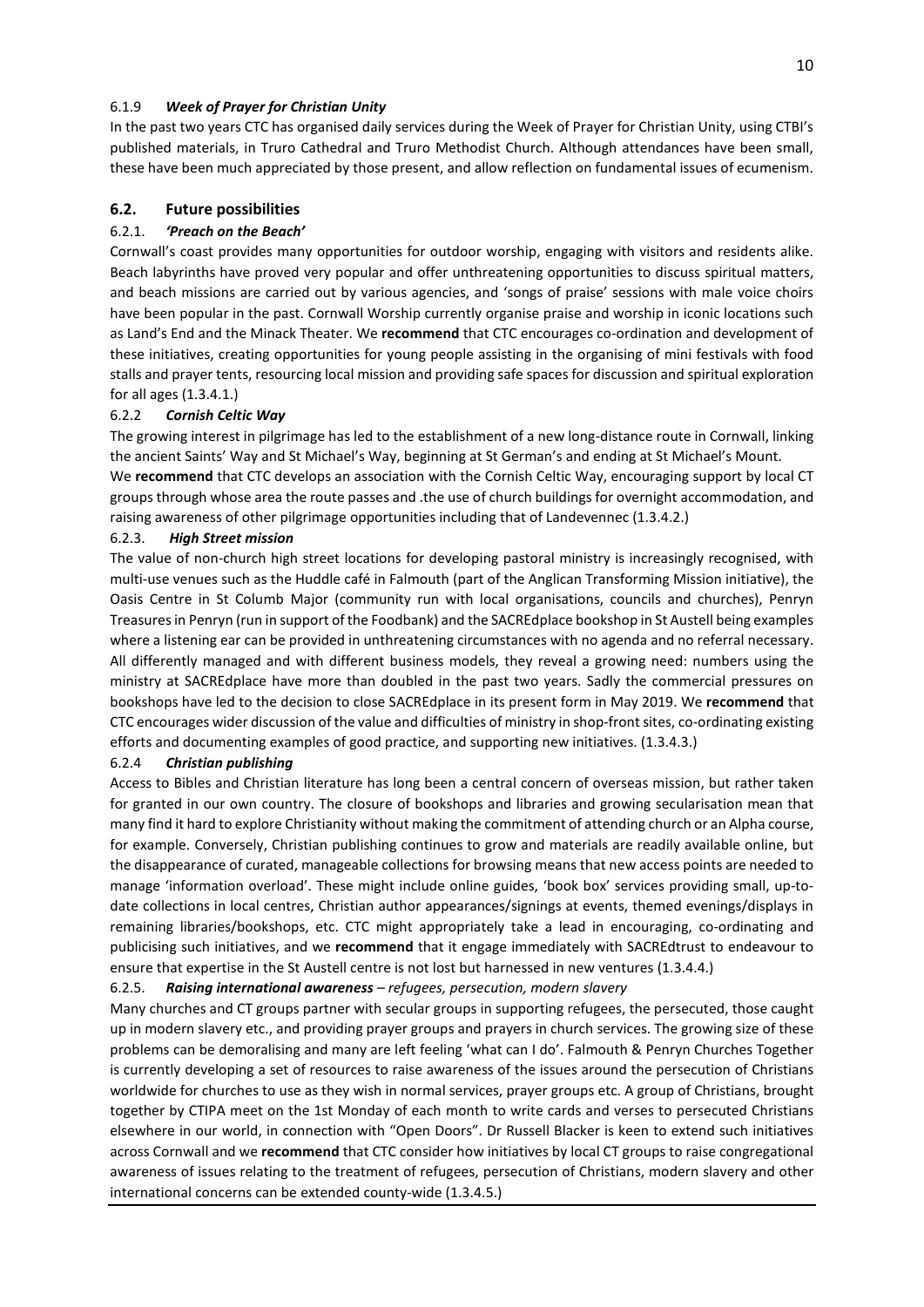#### 6.1.9 *Week of Prayer for Christian Unity*

In the past two years CTC has organised daily services during the Week of Prayer for Christian Unity, using CTBI's published materials, in Truro Cathedral and Truro Methodist Church. Although attendances have been small, these have been much appreciated by those present, and allow reflection on fundamental issues of ecumenism.

### 6.2. Future possibilities

#### 6.2.1. *'Preach on the Beach'*

Cornwall's coast provides many opportunities for outdoor worship, engaging with visitors and residents alike. Beach labyrinths have proved very popular and offer unthreatening opportunities to discuss spiritual matters, and beach missions are carried out by various agencies, and 'songs of praise' sessions with male voice choirs have been popular in the past. Cornwall Worship currently organise praise and worship in iconic locations such as Land's End and the Minack Theater. We **recommend** that CTC encourages co-ordination and development of these initiatives, creating opportunities for young people assisting in the organising of mini festivals with food stalls and prayer tents, resourcing local mission and providing safe spaces for discussion and spiritual exploration for all ages (1.3.4.1.)

#### 6.2.2 *Cornish Celtic Way*

The growing interest in pilgrimage has led to the establishment of a new long-distance route in Cornwall, linking the ancient Saints' Way and St Michael's Way, beginning at St German's and ending at St Michael's Mount.

We **recommend** that CTC develops an association with the Cornish Celtic Way, encouraging support by local CT groups through whose area the route passes and .the use of church buildings for overnight accommodation, and raising awareness of other pilgrimage opportunities including that of Landevennec (1.3.4.2.)

#### 6.2.3. *High Street mission*

The value of non-church high street locations for developing pastoral ministry is increasingly recognised, with multi-use venues such as the Huddle café in Falmouth (part of the Anglican Transforming Mission initiative), the Oasis Centre in St Columb Major (community run with local organisations, councils and churches), Penryn Treasures in Penryn (run in support of the Foodbank) and the SACREdplace bookshop in St Austell being examples where a listening ear can be provided in unthreatening circumstances with no agenda and no referral necessary. All differently managed and with different business models, they reveal a growing need: numbers using the ministry at SACREdplace have more than doubled in the past two years. Sadly the commercial pressures on bookshops have led to the decision to close SACREdplace in its present form in May 2019. We **recommend** that CTC encourages wider discussion of the value and difficulties of ministry in shop-front sites, co-ordinating existing efforts and documenting examples of good practice, and supporting new initiatives. (1.3.4.3.)

#### 6.2.4 *Christian publishing*

Access to Bibles and Christian literature has long been a central concern of overseas mission, but rather taken for granted in our own country. The closure of bookshops and libraries and growing secularisation mean that many find it hard to explore Christianity without making the commitment of attending church or an Alpha course, for example. Conversely, Christian publishing continues to grow and materials are readily available online, but the disappearance of curated, manageable collections for browsing means that new access points are needed to manage 'information overload'. These might include online guides, 'book box' services providing small, up-to-date collections in local centres, Christian author appearances/signings at events, themed evenings/displays in remaining libraries/bookshops, etc. CTC might appropriately take a lead in encouraging, co-ordinating and publicising such initiatives, and we **recommend** that it engage immediately with SACREdtrust to endeavour to ensure that expertise in the St Austell centre is not lost but harnessed in new ventures (1.3.4.4.)

#### 6.2.5. *Raising international awareness – refugees, persecution, modern slavery*

Many churches and CT groups partner with secular groups in supporting refugees, the persecuted, those caught up in modern slavery etc., and providing prayer groups and prayers in church services. The growing size of these problems can be demoralising and many are left feeling 'what can I do'. Falmouth & Penryn Churches Together is currently developing a set of resources to raise awareness of the issues around the persecution of Christians worldwide for churches to use as they wish in normal services, prayer groups etc. A group of Christians, brought together by CTIPA meet on the 1st Monday of each month to write cards and verses to persecuted Christians elsewhere in our world, in connection with "Open Doors". Dr Russell Blacker is keen to extend such initiatives across Cornwall and we **recommend** that CTC consider how initiatives by local CT groups to raise congregational awareness of issues relating to the treatment of refugees, persecution of Christians, modern slavery and other international concerns can be extended county-wide (1.3.4.5.)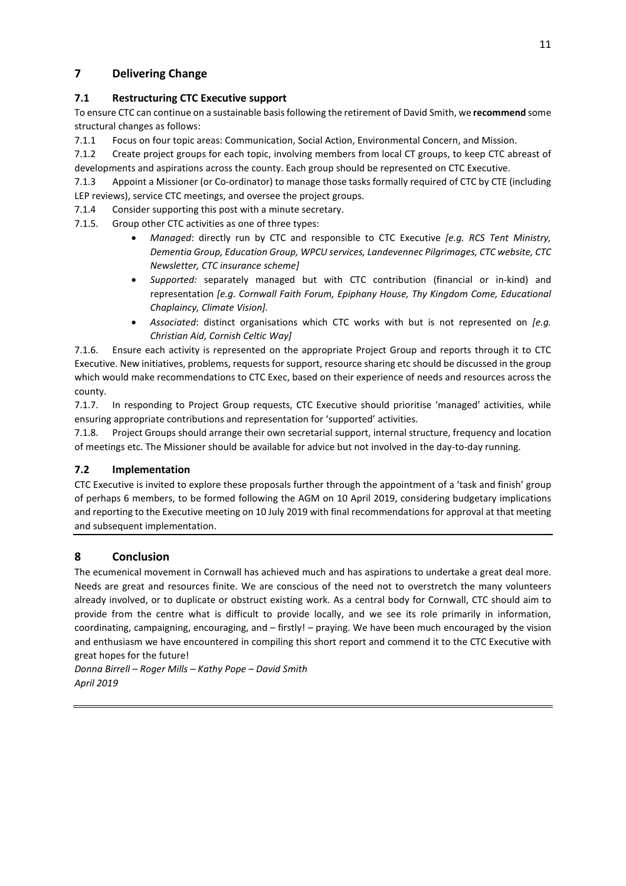## 7 Delivering Change

### 7.1 Restructuring CTC Executive support

To ensure CTC can continue on a sustainable basis following the retirement of David Smith, we **recommend** some structural changes as follows:

7.1.1 Focus on four topic areas: Communication, Social Action, Environmental Concern, and Mission.

7.1.2 Create project groups for each topic, involving members from local CT groups, to keep CTC abreast of developments and aspirations across the county. Each group should be represented on CTC Executive.

7.1.3 Appoint a Missioner (or Co-ordinator) to manage those tasks formally required of CTC by CTE (including LEP reviews), service CTC meetings, and oversee the project groups.

7.1.4 Consider supporting this post with a minute secretary.

7.1.5. Group other CTC activities as one of three types:

- *Managed*: directly run by CTC and responsible to CTC Executive *[e.g. RCS Tent Ministry, Dementia Group, Education Group, WPCU services, Landevennec Pilgrimages, CTC website, CTC Newsletter, CTC insurance scheme]*
- *Supported:* separately managed but with CTC contribution (financial or in-kind) and representation *[e.g. Cornwall Faith Forum, Epiphany House, Thy Kingdom Come, Educational Chaplaincy, Climate Vision].*
- *Associated*: distinct organisations which CTC works with but is not represented on *[e.g. Christian Aid, Cornish Celtic Way]*

7.1.6. Ensure each activity is represented on the appropriate Project Group and reports through it to CTC Executive. New initiatives, problems, requests for support, resource sharing etc should be discussed in the group which would make recommendations to CTC Exec, based on their experience of needs and resources across the county.

7.1.7. In responding to Project Group requests, CTC Executive should prioritise 'managed' activities, while ensuring appropriate contributions and representation for 'supported' activities.

7.1.8. Project Groups should arrange their own secretarial support, internal structure, frequency and location of meetings etc. The Missioner should be available for advice but not involved in the day-to-day running.

### 7.2 Implementation

CTC Executive is invited to explore these proposals further through the appointment of a 'task and finish' group of perhaps 6 members, to be formed following the AGM on 10 April 2019, considering budgetary implications and reporting to the Executive meeting on 10 July 2019 with final recommendations for approval at that meeting and subsequent implementation.

## 8 Conclusion

The ecumenical movement in Cornwall has achieved much and has aspirations to undertake a great deal more. Needs are great and resources finite. We are conscious of the need not to overstretch the many volunteers already involved, or to duplicate or obstruct existing work. As a central body for Cornwall, CTC should aim to provide from the centre what is difficult to provide locally, and we see its role primarily in information, coordinating, campaigning, encouraging, and – firstly! – praying. We have been much encouraged by the vision and enthusiasm we have encountered in compiling this short report and commend it to the CTC Executive with great hopes for the future!

*Donna Birrell – Roger Mills – Kathy Pope – David Smith*
*April 2019*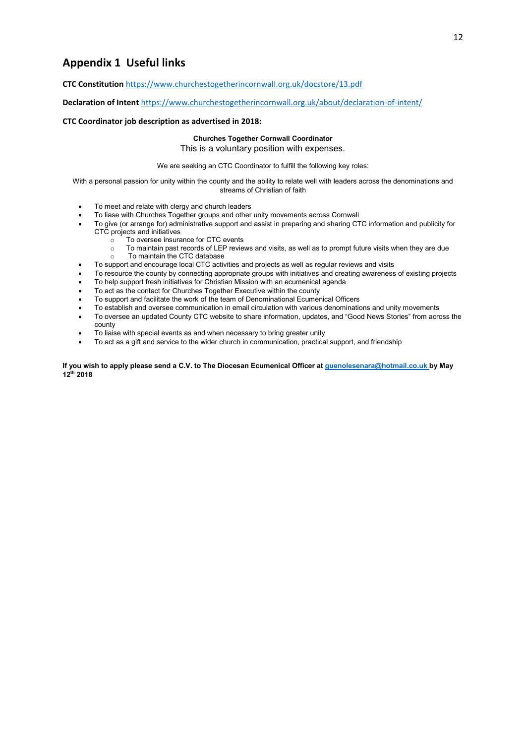## Appendix 1 Useful links

**CTC Constitution** https://www.churchestogetherincornwall.org.uk/docstore/13.pdf

**Declaration of Intent** https://www.churchestogetherincornwall.org.uk/about/declaration-of-intent/

**CTC Coordinator job description as advertised in 2018:**

**Churches Together Cornwall Coordinator**

This is a voluntary position with expenses.

We are seeking an CTC Coordinator to fulfill the following key roles:

With a personal passion for unity within the county and the ability to relate well with leaders across the denominations and streams of Christian of faith

- To meet and relate with clergy and church leaders
- To liase with Churches Together groups and other unity movements across Cornwall
- To give (or arrange for) administrative support and assist in preparing and sharing CTC information and publicity for CTC projects and initiatives
    - To oversee insurance for CTC events
    - To maintain past records of LEP reviews and visits, as well as to prompt future visits when they are due
    - To maintain the CTC database
- To support and encourage local CTC activities and projects as well as regular reviews and visits
- To resource the county by connecting appropriate groups with initiatives and creating awareness of existing projects
- To help support fresh initiatives for Christian Mission with an ecumenical agenda
- To act as the contact for Churches Together Executive within the county
- To support and facilitate the work of the team of Denominational Ecumenical Officers
- To establish and oversee communication in email circulation with various denominations and unity movements
- To oversee an updated County CTC website to share information, updates, and "Good News Stories" from across the county
- To liaise with special events as and when necessary to bring greater unity
- To act as a gift and service to the wider church in communication, practical support, and friendship

**If you wish to apply please send a C.V. to The Diocesan Ecumenical Officer at guenolesenara@hotmail.co.uk by May 12th 2018**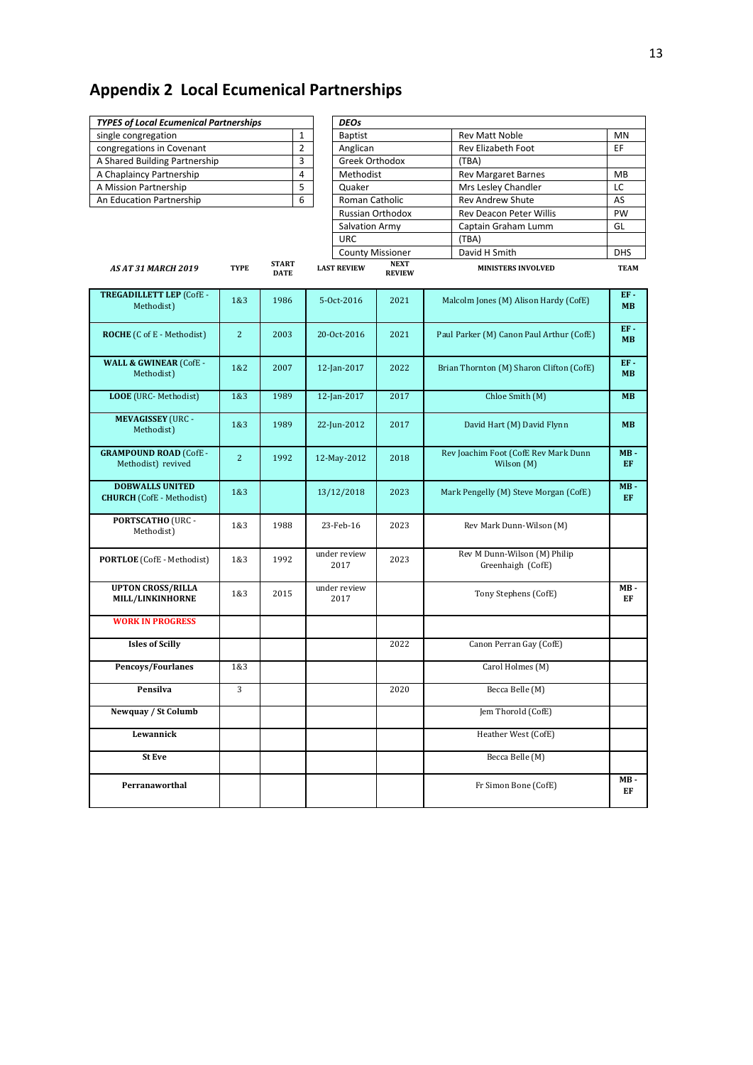# Appendix 2 Local Ecumenical Partnerships

| *TYPES of Local Ecumenical Partnerships* | |
|---|---|
| single congregation | 1 |
| congregations in Covenant | 2 |
| A Shared Building Partnership | 3 |
| A Chaplaincy Partnership | 4 |
| A Mission Partnership | 5 |
| An Education Partnership | 6 |

| *DEOs* | | |
|---|---|---|
| Baptist | Rev Matt Noble | MN |
| Anglican | Rev Elizabeth Foot | EF |
| Greek Orthodox | (TBA) | |
| Methodist | Rev Margaret Barnes | MB |
| Quaker | Mrs Lesley Chandler | LC |
| Roman Catholic | Rev Andrew Shute | AS |
| Russian Orthodox | Rev Deacon Peter Willis | PW |
| Salvation Army | Captain Graham Lumm | GL |
| URC | (TBA) | |
| County Missioner | David H Smith | DHS |

| *AS AT 31 MARCH 2019* | TYPE | START DATE | LAST REVIEW | NEXT REVIEW | MINISTERS INVOLVED | TEAM |
|---|---|---|---|---|---|---|
| **TREGADILLETT LEP** (CofE - Methodist) | 1&3 | 1986 | 5-Oct-2016 | 2021 | Malcolm Jones (M) Alison Hardy (CofE) | **EF - MB** |
| **ROCHE** (C of E - Methodist) | 2 | 2003 | 20-Oct-2016 | 2021 | Paul Parker (M) Canon Paul Arthur (CofE) | **EF - MB** |
| **WALL & GWINEAR** (CofE - Methodist) | 1&2 | 2007 | 12-Jan-2017 | 2022 | Brian Thornton (M) Sharon Clifton (CofE) | **EF - MB** |
| **LOOE** (URC- Methodist) | 1&3 | 1989 | 12-Jan-2017 | 2017 | Chloe Smith (M) | **MB** |
| **MEVAGISSEY** (URC - Methodist) | 1&3 | 1989 | 22-Jun-2012 | 2017 | David Hart (M) David Flynn | **MB** |
| **GRAMPOUND ROAD** (CofE - Methodist) revived | 2 | 1992 | 12-May-2012 | 2018 | Rev Joachim Foot (CofE Rev Mark Dunn Wilson (M) | **MB - EF** |
| **DOBWALLS UNITED CHURCH** (CofE - Methodist) | 1&3 | | 13/12/2018 | 2023 | Mark Pengelly (M) Steve Morgan (CofE) | **MB - EF** |
| **PORTSCATHO** (URC - Methodist) | 1&3 | 1988 | 23-Feb-16 | 2023 | Rev Mark Dunn-Wilson (M) | |
| **PORTLOE** (CofE - Methodist) | 1&3 | 1992 | under review 2017 | 2023 | Rev M Dunn-Wilson (M) Philip Greenhaigh (CofE) | |
| **UPTON CROSS/RILLA MILL/LINKINHORNE** | 1&3 | 2015 | under review 2017 | | Tony Stephens (CofE) | **MB - EF** |
| **WORK IN PROGRESS** | | | | | | |
| **Isles of Scilly** | | | | 2022 | Canon Perran Gay (CofE) | |
| **Pencoys/Fourlanes** | 1&3 | | | | Carol Holmes (M) | |
| **Pensilva** | 3 | | | 2020 | Becca Belle (M) | |
| **Newquay / St Columb** | | | | | Jem Thorold (CofE) | |
| **Lewannick** | | | | | Heather West (CofE) | |
| **St Eve** | | | | | Becca Belle (M) | |
| **Perranaworthal** | | | | | Fr Simon Bone (CofE) | **MB - EF** |